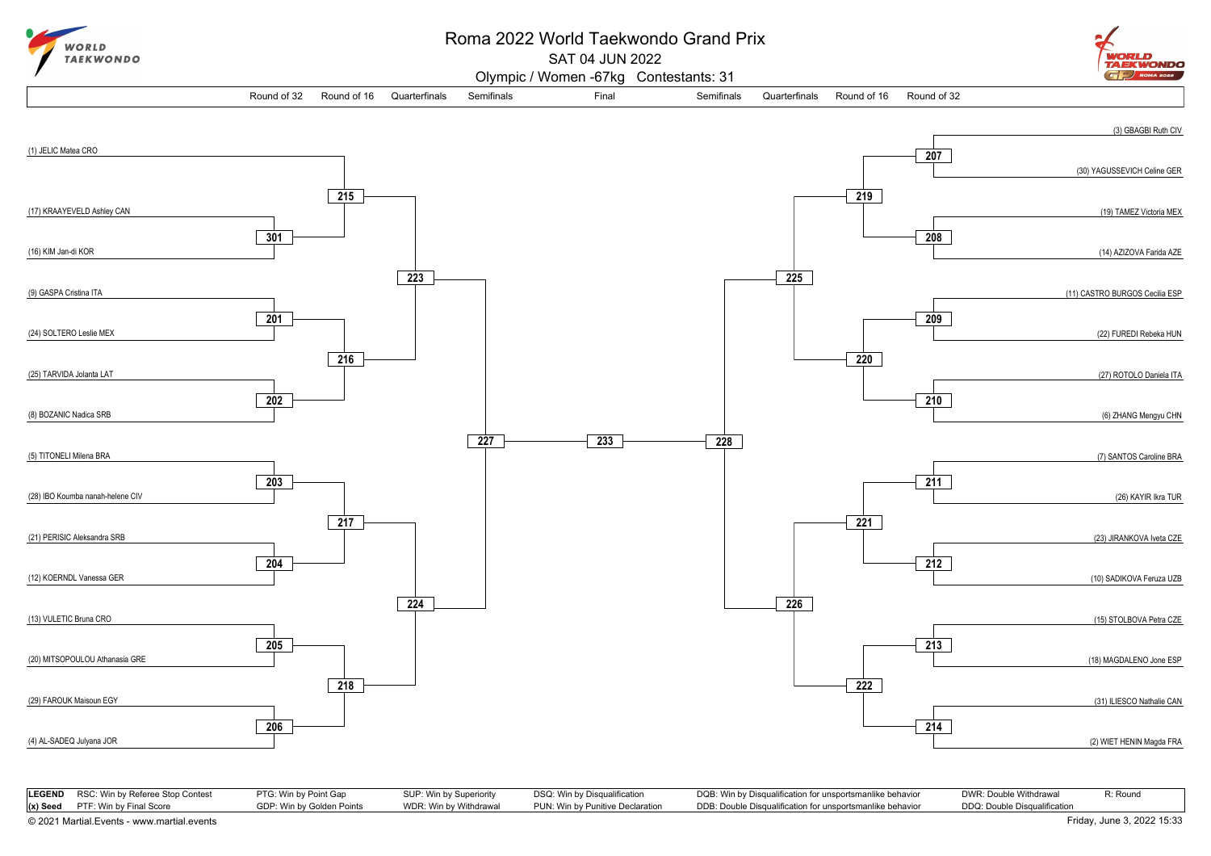# Roma 2022 World Taekwondo Grand Prix

SAT 04 JUN 2022

Olympic / Women -67kg Contestants: 31

| Round of 32 | Round of 16 | Quarterfinals | Semifinals | Final | Semifinals | Quarterfinals | Round of 16 | Round of 32 |
|---|---|---|---|---|---|---|---|---|

## Left side of bracket

| Athlete A | Athlete B | Round of 32 | Round of 16 | Quarterfinals | Semifinals |
|---|---|---|---|---|---|
| (1) JELIC Matea CRO | | | 215 | 223 | 227 |
| (17) KRAAYEVELD Ashley CAN | (16) KIM Jan-di KOR | 301 | 215 | 223 | 227 |
| (9) GASPA Cristina ITA | (24) SOLTERO Leslie MEX | 201 | 216 | 223 | 227 |
| (25) TARVIDA Jolanta LAT | (8) BOZANIC Nadica SRB | 202 | 216 | 223 | 227 |
| (5) TITONELI Milena BRA | (28) IBO Koumba nanah-helene CIV | 203 | 217 | 224 | 227 |
| (21) PERISIC Aleksandra SRB | (12) KOERNDL Vanessa GER | 204 | 217 | 224 | 227 |
| (13) VULETIC Bruna CRO | (20) MITSOPOULOU Athanasia GRE | 205 | 218 | 224 | 227 |
| (29) FAROUK Maisoun EGY | (4) AL-SADEQ Julyana JOR | 206 | 218 | 224 | 227 |

## Final

Contest 233 (winner of 227 vs. winner of 228)

## Right side of bracket

| Athlete A | Athlete B | Round of 32 | Round of 16 | Quarterfinals | Semifinals |
|---|---|---|---|---|---|
| (3) GBAGBI Ruth CIV | (30) YAGUSSEVICH Celine GER | 207 | 219 | 225 | 228 |
| (19) TAMEZ Victoria MEX | (14) AZIZOVA Farida AZE | 208 | 219 | 225 | 228 |
| (11) CASTRO BURGOS Cecilia ESP | (22) FUREDI Rebeka HUN | 209 | 220 | 225 | 228 |
| (27) ROTOLO Daniela ITA | (6) ZHANG Mengyu CHN | 210 | 220 | 225 | 228 |
| (7) SANTOS Caroline BRA | (26) KAYIR Ikra TUR | 211 | 221 | 226 | 228 |
| (23) JIRANKOVA Iveta CZE | (10) SADIKOVA Feruza UZB | 212 | 221 | 226 | 228 |
| (15) STOLBOVA Petra CZE | (18) MAGDALENO Jone ESP | 213 | 222 | 226 | 228 |
| (31) ILIESCO Nathalie CAN | (2) WIET HENIN Magda FRA | 214 | 222 | 226 | 228 |

## Legend

| | | | | | | | |
|---|---|---|---|---|---|---|---|
| **LEGEND** | RSC: Win by Referee Stop Contest | PTG: Win by Point Gap | SUP: Win by Superiority | DSQ: Win by Disqualification | DQB: Win by Disqualification for unsportsmanlike behavior | DWR: Double Withdrawal | R: Round |
| **(x) Seed** | PTF: Win by Final Score | GDP: Win by Golden Points | WDR: Win by Withdrawal | PUN: Win by Punitive Declaration | DDB: Double Disqualification for unsportsmanlike behavior | DDQ: Double Disqualification | |

© 2021 Martial.Events - www.martial.events

Friday, June 3, 2022 15:33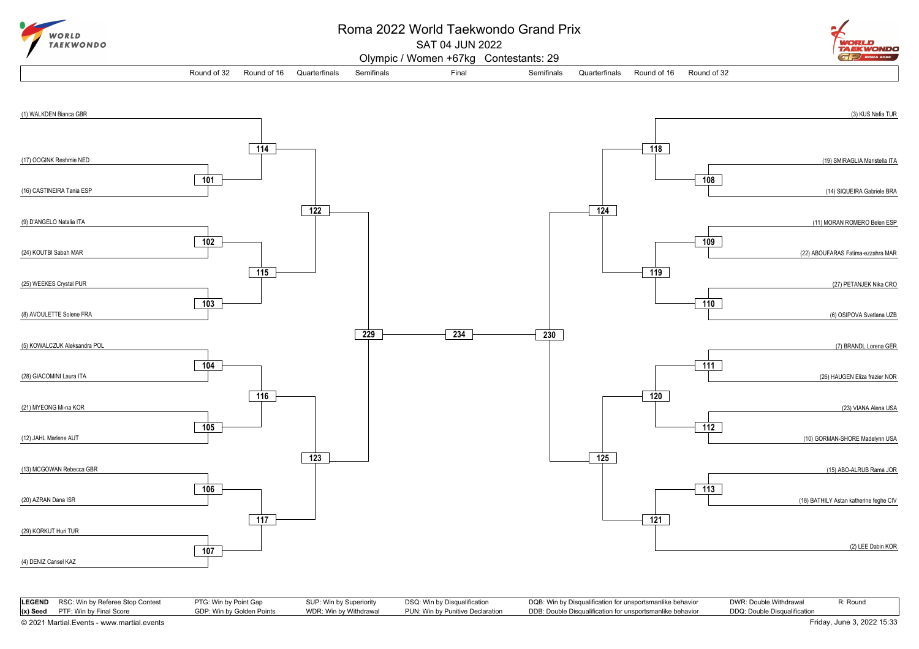# Roma 2022 World Taekwondo Grand Prix

SAT 04 JUN 2022

Olympic / Women +67kg Contestants: 29

| Round of 32 | Round of 16 | Quarterfinals | Semifinals | Final | Semifinals | Quarterfinals | Round of 16 | Round of 32 |
|---|---|---|---|---|---|---|---|---|

## Left bracket

| Contestant | Round of 32 | Round of 16 | Quarterfinals | Semifinals |
|---|---|---|---|---|
| (1) WALKDEN Bianca GBR | | 114 | 122 | 229 |
| (17) OOGINK Reshmie NED | 101 | 114 | 122 | 229 |
| (16) CASTINEIRA Tania ESP | 101 | 114 | 122 | 229 |
| (9) D'ANGELO Natalia ITA | 102 | 115 | 122 | 229 |
| (24) KOUTBI Sabah MAR | 102 | 115 | 122 | 229 |
| (25) WEEKES Crystal PUR | 103 | 115 | 122 | 229 |
| (8) AVOULETTE Solene FRA | 103 | 115 | 122 | 229 |
| (5) KOWALCZUK Aleksandra POL | 104 | 116 | 123 | 229 |
| (28) GIACOMINI Laura ITA | 104 | 116 | 123 | 229 |
| (21) MYEONG Mi-na KOR | 105 | 116 | 123 | 229 |
| (12) JAHL Marlene AUT | 105 | 116 | 123 | 229 |
| (13) MCGOWAN Rebecca GBR | 106 | 117 | 123 | 229 |
| (20) AZRAN Dana ISR | 106 | 117 | 123 | 229 |
| (29) KORKUT Huri TUR | 107 | 117 | 123 | 229 |
| (4) DENIZ Cansel KAZ | 107 | 117 | 123 | 229 |

## Final

229 – **234** – 230

## Right bracket

| Contestant | Round of 32 | Round of 16 | Quarterfinals | Semifinals |
|---|---|---|---|---|
| (3) KUS Nafia TUR | | 118 | 124 | 230 |
| (19) SMIRAGLIA Maristella ITA | 108 | 118 | 124 | 230 |
| (14) SIQUEIRA Gabriele BRA | 108 | 118 | 124 | 230 |
| (11) MORAN ROMERO Belen ESP | 109 | 119 | 124 | 230 |
| (22) ABOUFARAS Fatima-ezzahra MAR | 109 | 119 | 124 | 230 |
| (27) PETANJEK Nika CRO | 110 | 119 | 124 | 230 |
| (6) OSIPOVA Svetlana UZB | 110 | 119 | 124 | 230 |
| (7) BRANDL Lorena GER | 111 | 120 | 125 | 230 |
| (26) HAUGEN Eliza frazier NOR | 111 | 120 | 125 | 230 |
| (23) VIANA Alena USA | 112 | 120 | 125 | 230 |
| (10) GORMAN-SHORE Madelynn USA | 112 | 120 | 125 | 230 |
| (15) ABO-ALRUB Rama JOR | 113 | 121 | 125 | 230 |
| (18) BATHILY Astan katherine feghe CIV | 113 | 121 | 125 | 230 |
| (2) LEE Dabin KOR | | 121 | 125 | 230 |

| **LEGEND** | RSC: Win by Referee Stop Contest | PTG: Win by Point Gap | SUP: Win by Superiority | DSQ: Win by Disqualification | DQB: Win by Disqualification for unsportsmanlike behavior | DWR: Double Withdrawal | R: Round |
|---|---|---|---|---|---|---|---|
| **(x) Seed** | PTF: Win by Final Score | GDP: Win by Golden Points | WDR: Win by Withdrawal | PUN: Win by Punitive Declaration | DDB: Double Disqualification for unsportsmanlike behavior | DDQ: Double Disqualification | |

© 2021 Martial.Events - www.martial.events

Friday, June 3, 2022 15:33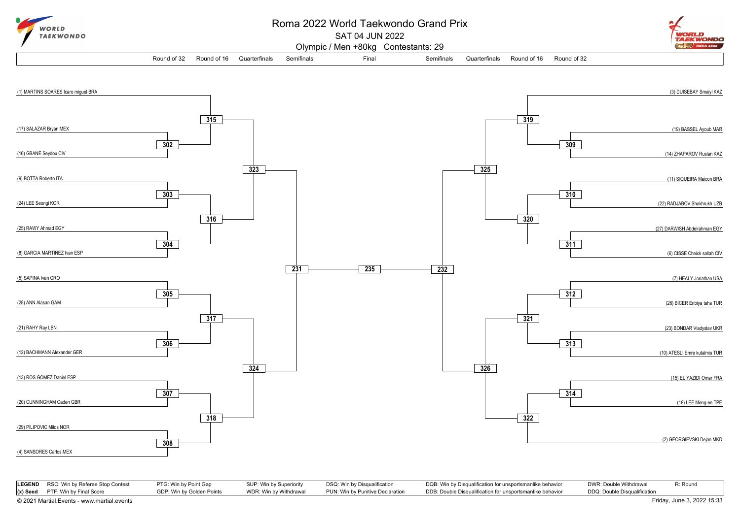# Roma 2022 World Taekwondo Grand Prix

SAT 04 JUN 2022

Olympic / Men +80kg Contestants: 29

Round of 32 | Round of 16 | Quarterfinals | Semifinals | Final | Semifinals | Quarterfinals | Round of 16 | Round of 32

(1) MARTINS SOARES Icaro miguel BRA

315

(17) SALAZAR Bryan MEX

302

(16) GBANE Seydou CIV

323

(9) BOTTA Roberto ITA

303

(24) LEE Seongi KOR

316

(25) RAWY Ahmad EGY

304

(8) GARCIA MARTINEZ Ivan ESP

231

235

232

(5) SAPINA Ivan CRO

305

(28) ANN Alasan GAM

317

(21) RAHY Ray LBN

306

(12) BACHMANN Alexander GER

324

(13) ROS GOMEZ Daniel ESP

307

(20) CUNNINGHAM Caden GBR

318

(29) PILIPOVIC Milos NOR

308

(4) SANSORES Carlos MEX

(3) DUISEBAY Smaiyl KAZ

319

(19) BASSEL Ayoub MAR

309

(14) ZHAPAROV Ruslan KAZ

325

(11) SIQUEIRA Maicon BRA

310

(22) RADJABOV Shokhrukh UZB

320

(27) DARWISH Abdelrahman EGY

311

(6) CISSE Cheick sallah CIV

(7) HEALY Jonathan USA

312

(26) BICER Enbiya taha TUR

321

(23) BONDAR Vladyslav UKR

313

(10) ATESLI Emre kutalmis TUR

326

(15) EL YAZIDI Omar FRA

314

(18) LEE Meng-en TPE

322

(2) GEORGIEVSKI Dejan MKD

| | | | | | | | |
|---|---|---|---|---|---|---|---|
| **LEGEND** | RSC: Win by Referee Stop Contest | PTG: Win by Point Gap | SUP: Win by Superiority | DSQ: Win by Disqualification | DQB: Win by Disqualification for unsportsmanlike behavior | DWR: Double Withdrawal | R: Round |
| **(x) Seed** | PTF: Win by Final Score | GDP: Win by Golden Points | WDR: Win by Withdrawal | PUN: Win by Punitive Declaration | DDB: Double Disqualification for unsportsmanlike behavior | DDQ: Double Disqualification | |

© 2021 Martial.Events - www.martial.events

Friday, June 3, 2022 15:33